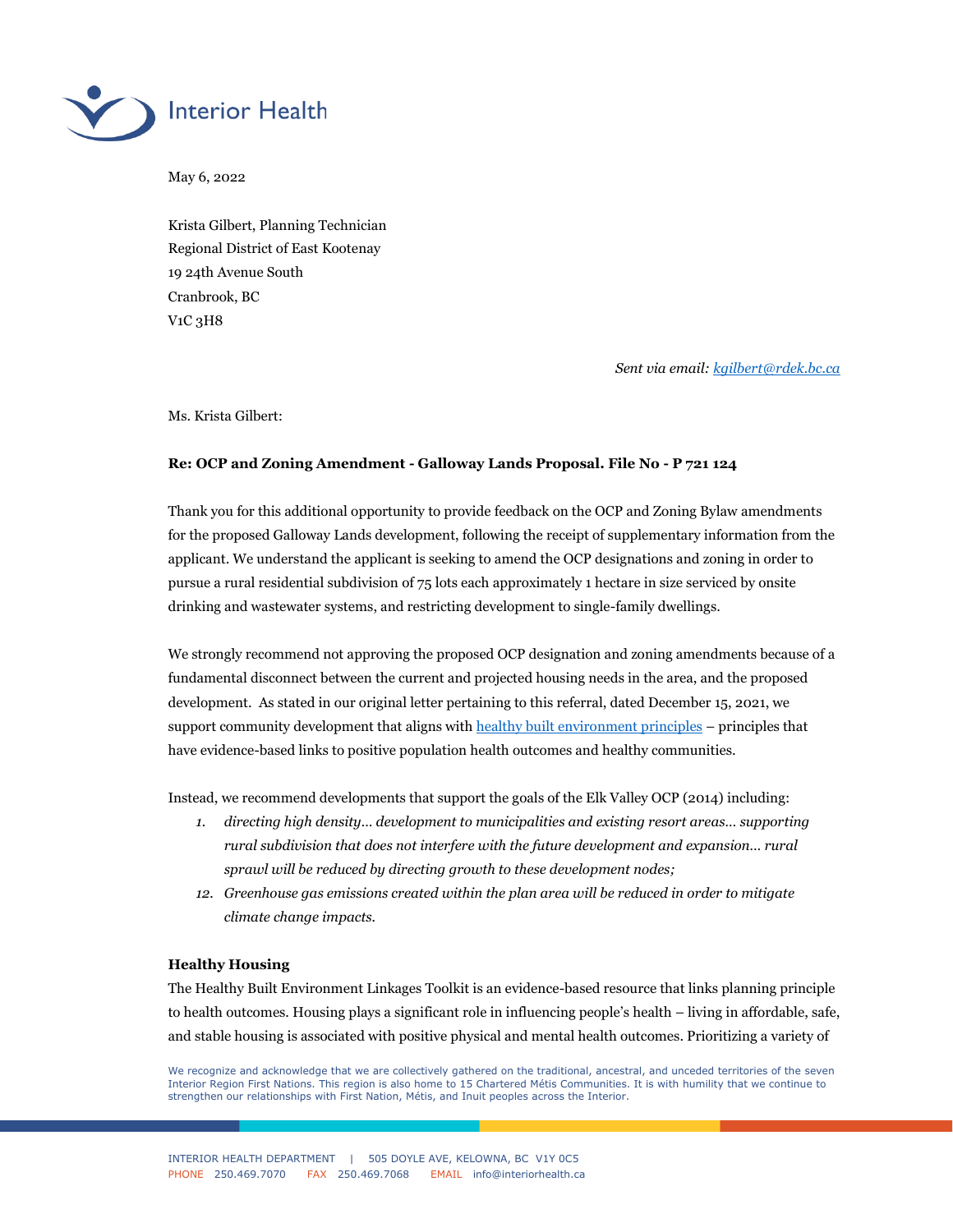May 6, 2022

Krista Gilbert, Planning Technician
Regional District of East Kootenay
19 24th Avenue South
Cranbrook, BC
V1C 3H8

*Sent via email: kgilbert@rdek.bc.ca*

Ms. Krista Gilbert:

**Re: OCP and Zoning Amendment - Galloway Lands Proposal. File No - P 721 124**

Thank you for this additional opportunity to provide feedback on the OCP and Zoning Bylaw amendments for the proposed Galloway Lands development, following the receipt of supplementary information from the applicant. We understand the applicant is seeking to amend the OCP designations and zoning in order to pursue a rural residential subdivision of 75 lots each approximately 1 hectare in size serviced by onsite drinking and wastewater systems, and restricting development to single-family dwellings.

We strongly recommend not approving the proposed OCP designation and zoning amendments because of a fundamental disconnect between the current and projected housing needs in the area, and the proposed development. As stated in our original letter pertaining to this referral, dated December 15, 2021, we support community development that aligns with healthy built environment principles – principles that have evidence-based links to positive population health outcomes and healthy communities.

Instead, we recommend developments that support the goals of the Elk Valley OCP (2014) including:

1. *directing high density… development to municipalities and existing resort areas… supporting rural subdivision that does not interfere with the future development and expansion… rural sprawl will be reduced by directing growth to these development nodes;*

12. *Greenhouse gas emissions created within the plan area will be reduced in order to mitigate climate change impacts.*

**Healthy Housing**

The Healthy Built Environment Linkages Toolkit is an evidence-based resource that links planning principle to health outcomes. Housing plays a significant role in influencing people's health – living in affordable, safe, and stable housing is associated with positive physical and mental health outcomes. Prioritizing a variety of

We recognize and acknowledge that we are collectively gathered on the traditional, ancestral, and unceded territories of the seven Interior Region First Nations. This region is also home to 15 Chartered Métis Communities. It is with humility that we continue to strengthen our relationships with First Nation, Métis, and Inuit peoples across the Interior.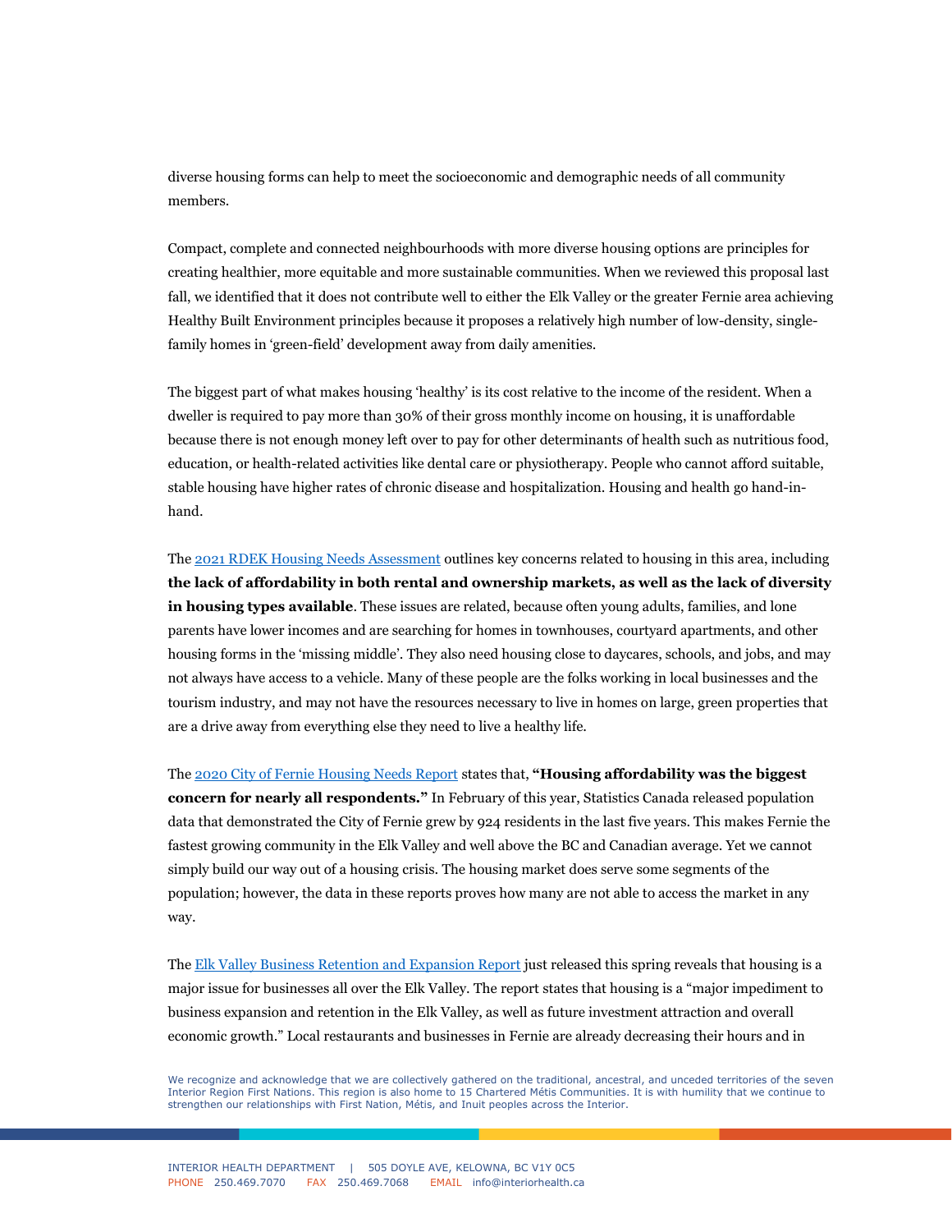diverse housing forms can help to meet the socioeconomic and demographic needs of all community members.

Compact, complete and connected neighbourhoods with more diverse housing options are principles for creating healthier, more equitable and more sustainable communities. When we reviewed this proposal last fall, we identified that it does not contribute well to either the Elk Valley or the greater Fernie area achieving Healthy Built Environment principles because it proposes a relatively high number of low-density, single-family homes in 'green-field' development away from daily amenities.

The biggest part of what makes housing 'healthy' is its cost relative to the income of the resident. When a dweller is required to pay more than 30% of their gross monthly income on housing, it is unaffordable because there is not enough money left over to pay for other determinants of health such as nutritious food, education, or health-related activities like dental care or physiotherapy. People who cannot afford suitable, stable housing have higher rates of chronic disease and hospitalization. Housing and health go hand-in-hand.

The 2021 RDEK Housing Needs Assessment outlines key concerns related to housing in this area, including **the lack of affordability in both rental and ownership markets, as well as the lack of diversity in housing types available**. These issues are related, because often young adults, families, and lone parents have lower incomes and are searching for homes in townhouses, courtyard apartments, and other housing forms in the 'missing middle'. They also need housing close to daycares, schools, and jobs, and may not always have access to a vehicle. Many of these people are the folks working in local businesses and the tourism industry, and may not have the resources necessary to live in homes on large, green properties that are a drive away from everything else they need to live a healthy life.

The 2020 City of Fernie Housing Needs Report states that, **"Housing affordability was the biggest concern for nearly all respondents."** In February of this year, Statistics Canada released population data that demonstrated the City of Fernie grew by 924 residents in the last five years. This makes Fernie the fastest growing community in the Elk Valley and well above the BC and Canadian average. Yet we cannot simply build our way out of a housing crisis. The housing market does serve some segments of the population; however, the data in these reports proves how many are not able to access the market in any way.

The Elk Valley Business Retention and Expansion Report just released this spring reveals that housing is a major issue for businesses all over the Elk Valley. The report states that housing is a "major impediment to business expansion and retention in the Elk Valley, as well as future investment attraction and overall economic growth." Local restaurants and businesses in Fernie are already decreasing their hours and in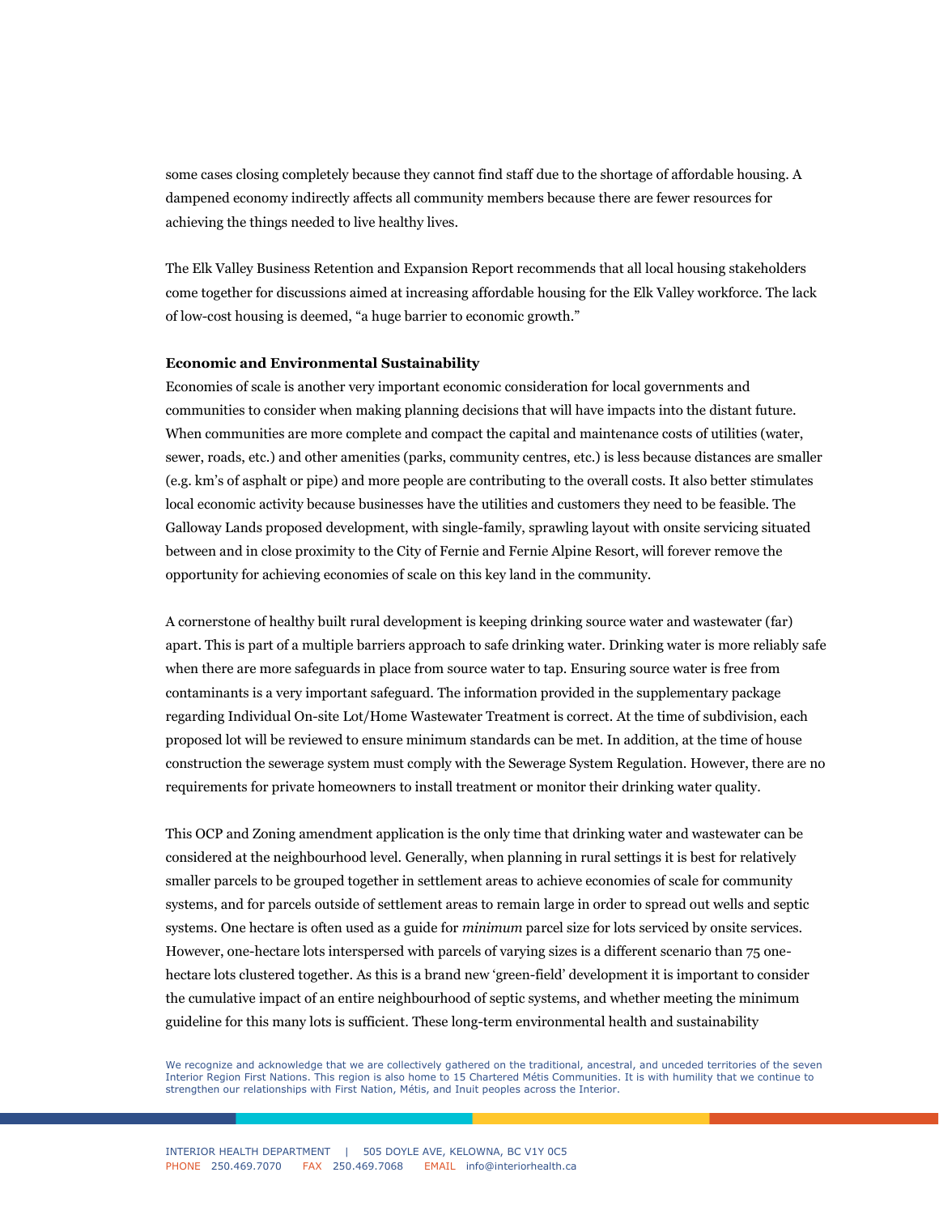some cases closing completely because they cannot find staff due to the shortage of affordable housing. A dampened economy indirectly affects all community members because there are fewer resources for achieving the things needed to live healthy lives.

The Elk Valley Business Retention and Expansion Report recommends that all local housing stakeholders come together for discussions aimed at increasing affordable housing for the Elk Valley workforce. The lack of low-cost housing is deemed, "a huge barrier to economic growth."

**Economic and Environmental Sustainability**

Economies of scale is another very important economic consideration for local governments and communities to consider when making planning decisions that will have impacts into the distant future. When communities are more complete and compact the capital and maintenance costs of utilities (water, sewer, roads, etc.) and other amenities (parks, community centres, etc.) is less because distances are smaller (e.g. km's of asphalt or pipe) and more people are contributing to the overall costs. It also better stimulates local economic activity because businesses have the utilities and customers they need to be feasible. The Galloway Lands proposed development, with single-family, sprawling layout with onsite servicing situated between and in close proximity to the City of Fernie and Fernie Alpine Resort, will forever remove the opportunity for achieving economies of scale on this key land in the community.

A cornerstone of healthy built rural development is keeping drinking source water and wastewater (far) apart. This is part of a multiple barriers approach to safe drinking water. Drinking water is more reliably safe when there are more safeguards in place from source water to tap. Ensuring source water is free from contaminants is a very important safeguard. The information provided in the supplementary package regarding Individual On-site Lot/Home Wastewater Treatment is correct. At the time of subdivision, each proposed lot will be reviewed to ensure minimum standards can be met. In addition, at the time of house construction the sewerage system must comply with the Sewerage System Regulation. However, there are no requirements for private homeowners to install treatment or monitor their drinking water quality.

This OCP and Zoning amendment application is the only time that drinking water and wastewater can be considered at the neighbourhood level. Generally, when planning in rural settings it is best for relatively smaller parcels to be grouped together in settlement areas to achieve economies of scale for community systems, and for parcels outside of settlement areas to remain large in order to spread out wells and septic systems. One hectare is often used as a guide for *minimum* parcel size for lots serviced by onsite services. However, one-hectare lots interspersed with parcels of varying sizes is a different scenario than 75 one-hectare lots clustered together. As this is a brand new 'green-field' development it is important to consider the cumulative impact of an entire neighbourhood of septic systems, and whether meeting the minimum guideline for this many lots is sufficient. These long-term environmental health and sustainability

We recognize and acknowledge that we are collectively gathered on the traditional, ancestral, and unceded territories of the seven Interior Region First Nations. This region is also home to 15 Chartered Métis Communities. It is with humility that we continue to strengthen our relationships with First Nation, Métis, and Inuit peoples across the Interior.

INTERIOR HEALTH DEPARTMENT | 505 DOYLE AVE, KELOWNA, BC V1Y 0C5
PHONE 250.469.7070 FAX 250.469.7068 EMAIL info@interiorhealth.ca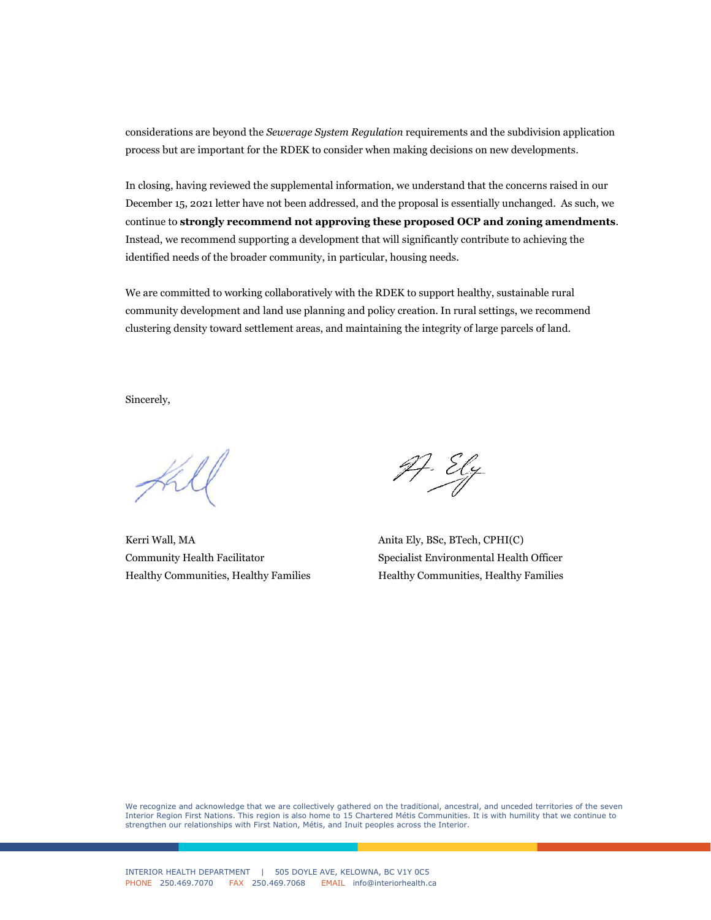considerations are beyond the *Sewerage System Regulation* requirements and the subdivision application process but are important for the RDEK to consider when making decisions on new developments.

In closing, having reviewed the supplemental information, we understand that the concerns raised in our December 15, 2021 letter have not been addressed, and the proposal is essentially unchanged. As such, we continue to **strongly recommend not approving these proposed OCP and zoning amendments**. Instead, we recommend supporting a development that will significantly contribute to achieving the identified needs of the broader community, in particular, housing needs.

We are committed to working collaboratively with the RDEK to support healthy, sustainable rural community development and land use planning and policy creation. In rural settings, we recommend clustering density toward settlement areas, and maintaining the integrity of large parcels of land.

Sincerely,

Kerri Wall, MA
Community Health Facilitator
Healthy Communities, Healthy Families

Anita Ely, BSc, BTech, CPHI(C)
Specialist Environmental Health Officer
Healthy Communities, Healthy Families

We recognize and acknowledge that we are collectively gathered on the traditional, ancestral, and unceded territories of the seven Interior Region First Nations. This region is also home to 15 Chartered Métis Communities. It is with humility that we continue to strengthen our relationships with First Nation, Métis, and Inuit peoples across the Interior.

INTERIOR HEALTH DEPARTMENT | 505 DOYLE AVE, KELOWNA, BC V1Y 0C5
PHONE 250.469.7070 FAX 250.469.7068 EMAIL info@interiorhealth.ca